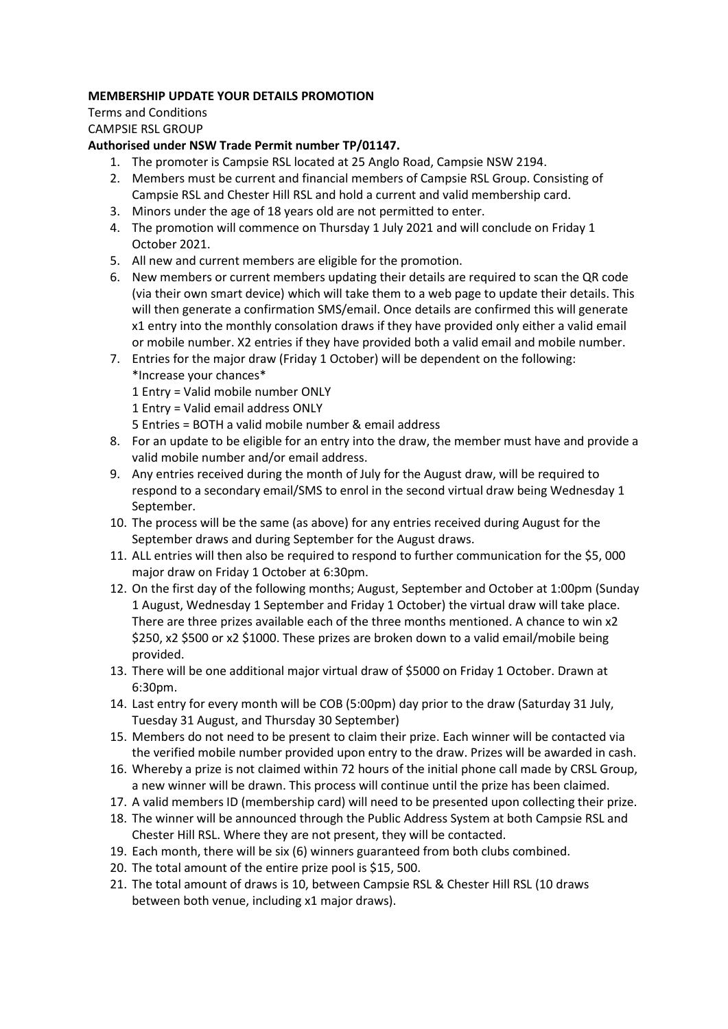**MEMBERSHIP UPDATE YOUR DETAILS PROMOTION**

Terms and Conditions

CAMPSIE RSL GROUP

**Authorised under NSW Trade Permit number TP/01147.**

1. The promoter is Campsie RSL located at 25 Anglo Road, Campsie NSW 2194.
2. Members must be current and financial members of Campsie RSL Group. Consisting of Campsie RSL and Chester Hill RSL and hold a current and valid membership card.
3. Minors under the age of 18 years old are not permitted to enter.
4. The promotion will commence on Thursday 1 July 2021 and will conclude on Friday 1 October 2021.
5. All new and current members are eligible for the promotion.
6. New members or current members updating their details are required to scan the QR code (via their own smart device) which will take them to a web page to update their details. This will then generate a confirmation SMS/email. Once details are confirmed this will generate x1 entry into the monthly consolation draws if they have provided only either a valid email or mobile number. X2 entries if they have provided both a valid email and mobile number.
7. Entries for the major draw (Friday 1 October) will be dependent on the following:
   *Increase your chances*
   1 Entry = Valid mobile number ONLY
   1 Entry = Valid email address ONLY
   5 Entries = BOTH a valid mobile number & email address
8. For an update to be eligible for an entry into the draw, the member must have and provide a valid mobile number and/or email address.
9. Any entries received during the month of July for the August draw, will be required to respond to a secondary email/SMS to enrol in the second virtual draw being Wednesday 1 September.
10. The process will be the same (as above) for any entries received during August for the September draws and during September for the August draws.
11. ALL entries will then also be required to respond to further communication for the $5, 000 major draw on Friday 1 October at 6:30pm.
12. On the first day of the following months; August, September and October at 1:00pm (Sunday 1 August, Wednesday 1 September and Friday 1 October) the virtual draw will take place. There are three prizes available each of the three months mentioned. A chance to win x2 $250, x2 $500 or x2 $1000. These prizes are broken down to a valid email/mobile being provided.
13. There will be one additional major virtual draw of $5000 on Friday 1 October. Drawn at 6:30pm.
14. Last entry for every month will be COB (5:00pm) day prior to the draw (Saturday 31 July, Tuesday 31 August, and Thursday 30 September)
15. Members do not need to be present to claim their prize. Each winner will be contacted via the verified mobile number provided upon entry to the draw. Prizes will be awarded in cash.
16. Whereby a prize is not claimed within 72 hours of the initial phone call made by CRSL Group, a new winner will be drawn. This process will continue until the prize has been claimed.
17. A valid members ID (membership card) will need to be presented upon collecting their prize.
18. The winner will be announced through the Public Address System at both Campsie RSL and Chester Hill RSL. Where they are not present, they will be contacted.
19. Each month, there will be six (6) winners guaranteed from both clubs combined.
20. The total amount of the entire prize pool is $15, 500.
21. The total amount of draws is 10, between Campsie RSL & Chester Hill RSL (10 draws between both venue, including x1 major draws).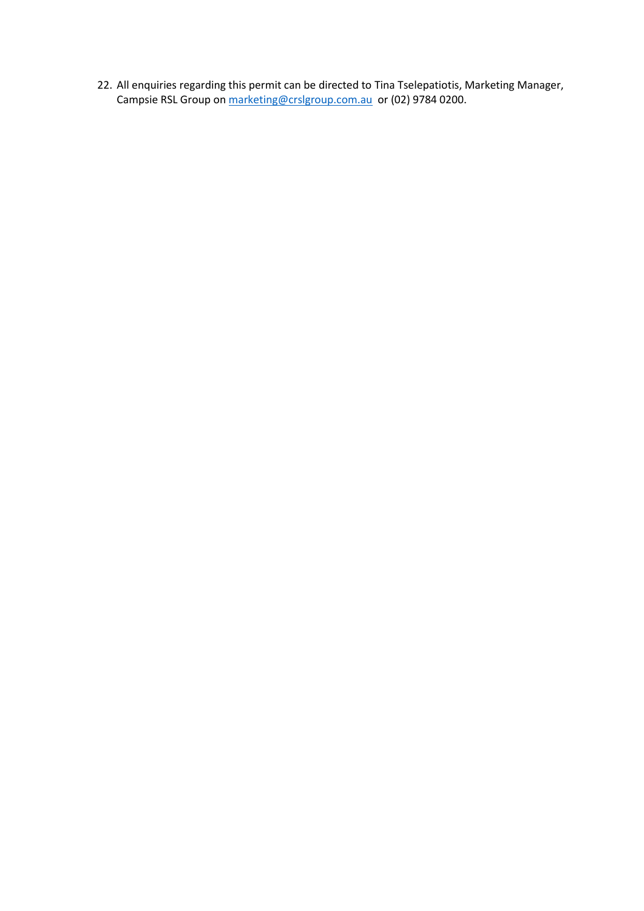22. All enquiries regarding this permit can be directed to Tina Tselepatiotis, Marketing Manager, Campsie RSL Group on marketing@crslgroup.com.au or (02) 9784 0200.